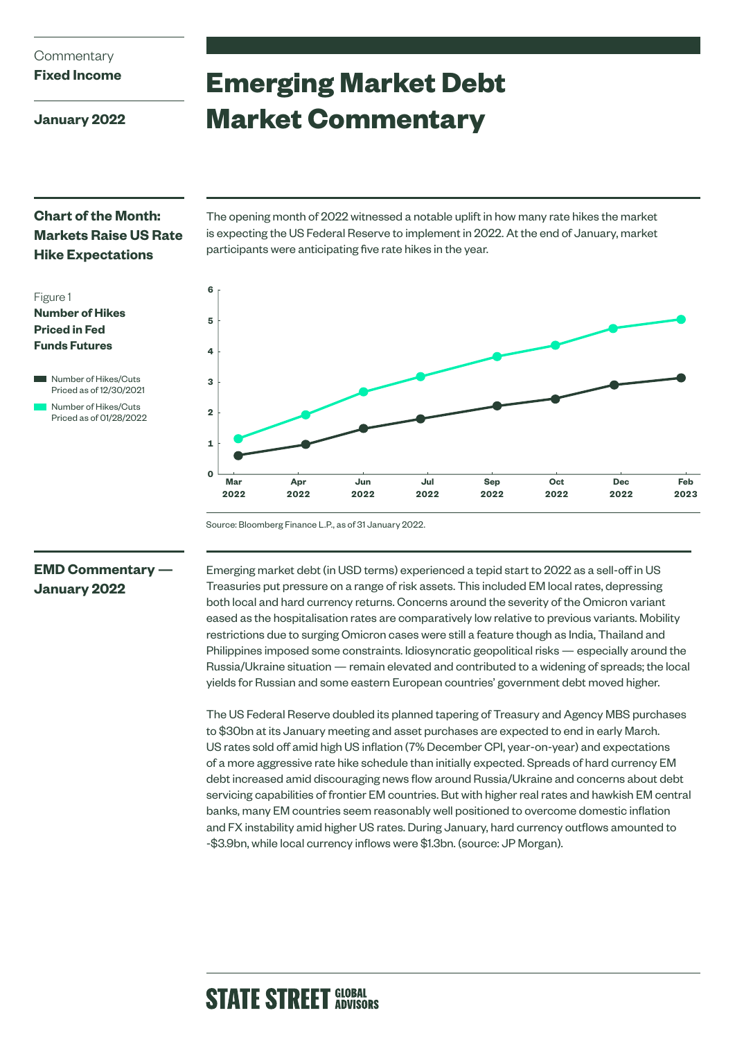Commentary
**Fixed Income**

**January 2022**

# Emerging Market Debt Market Commentary

## Chart of the Month: Markets Raise US Rate Hike Expectations

The opening month of 2022 witnessed a notable uplift in how many rate hikes the market is expecting the US Federal Reserve to implement in 2022. At the end of January, market participants were anticipating five rate hikes in the year.

Figure 1
**Number of Hikes Priced in Fed Funds Futures**

- Number of Hikes/Cuts Priced as of 12/30/2021
- Number of Hikes/Cuts Priced as of 01/28/2022

Source: Bloomberg Finance L.P., as of 31 January 2022.

## EMD Commentary — January 2022

Emerging market debt (in USD terms) experienced a tepid start to 2022 as a sell-off in US Treasuries put pressure on a range of risk assets. This included EM local rates, depressing both local and hard currency returns. Concerns around the severity of the Omicron variant eased as the hospitalisation rates are comparatively low relative to previous variants. Mobility restrictions due to surging Omicron cases were still a feature though as India, Thailand and Philippines imposed some constraints. Idiosyncratic geopolitical risks — especially around the Russia/Ukraine situation — remain elevated and contributed to a widening of spreads; the local yields for Russian and some eastern European countries' government debt moved higher.

The US Federal Reserve doubled its planned tapering of Treasury and Agency MBS purchases to $30bn at its January meeting and asset purchases are expected to end in early March. US rates sold off amid high US inflation (7% December CPI, year-on-year) and expectations of a more aggressive rate hike schedule than initially expected. Spreads of hard currency EM debt increased amid discouraging news flow around Russia/Ukraine and concerns about debt servicing capabilities of frontier EM countries. But with higher real rates and hawkish EM central banks, many EM countries seem reasonably well positioned to overcome domestic inflation and FX instability amid higher US rates. During January, hard currency outflows amounted to -$3.9bn, while local currency inflows were $1.3bn. (source: JP Morgan).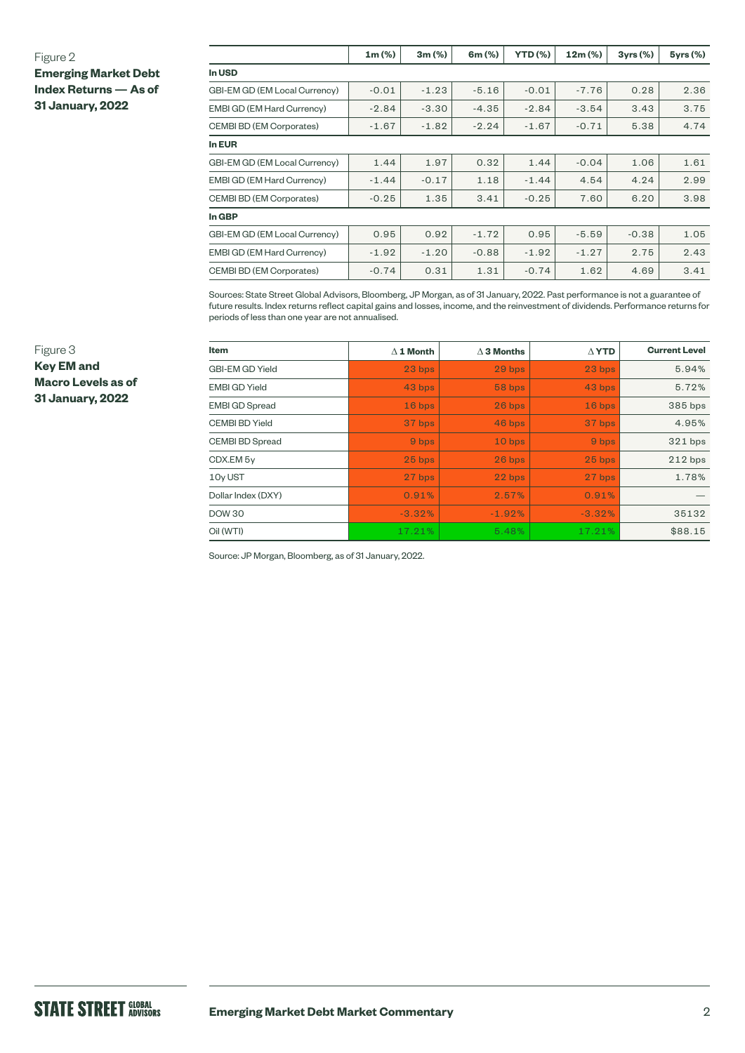Figure 2
**Emerging Market Debt Index Returns — As of 31 January, 2022**

| | 1m (%) | 3m (%) | 6m (%) | YTD (%) | 12m (%) | 3yrs (%) | 5yrs (%) |
|---|---|---|---|---|---|---|---|
| **In USD** | | | | | | | |
| GBI-EM GD (EM Local Currency) | -0.01 | -1.23 | -5.16 | -0.01 | -7.76 | 0.28 | 2.36 |
| EMBI GD (EM Hard Currency) | -2.84 | -3.30 | -4.35 | -2.84 | -3.54 | 3.43 | 3.75 |
| CEMBI BD (EM Corporates) | -1.67 | -1.82 | -2.24 | -1.67 | -0.71 | 5.38 | 4.74 |
| **In EUR** | | | | | | | |
| GBI-EM GD (EM Local Currency) | 1.44 | 1.97 | 0.32 | 1.44 | -0.04 | 1.06 | 1.61 |
| EMBI GD (EM Hard Currency) | -1.44 | -0.17 | 1.18 | -1.44 | 4.54 | 4.24 | 2.99 |
| CEMBI BD (EM Corporates) | -0.25 | 1.35 | 3.41 | -0.25 | 7.60 | 6.20 | 3.98 |
| **In GBP** | | | | | | | |
| GBI-EM GD (EM Local Currency) | 0.95 | 0.92 | -1.72 | 0.95 | -5.59 | -0.38 | 1.05 |
| EMBI GD (EM Hard Currency) | -1.92 | -1.20 | -0.88 | -1.92 | -1.27 | 2.75 | 2.43 |
| CEMBI BD (EM Corporates) | -0.74 | 0.31 | 1.31 | -0.74 | 1.62 | 4.69 | 3.41 |

Sources: State Street Global Advisors, Bloomberg, JP Morgan, as of 31 January, 2022. Past performance is not a guarantee of future results. Index returns reflect capital gains and losses, income, and the reinvestment of dividends. Performance returns for periods of less than one year are not annualised.

Figure 3
**Key EM and Macro Levels as of 31 January, 2022**

| Item | Δ 1 Month | Δ 3 Months | Δ YTD | Current Level |
|---|---|---|---|---|
| GBI-EM GD Yield | 23 bps | 29 bps | 23 bps | 5.94% |
| EMBI GD Yield | 43 bps | 58 bps | 43 bps | 5.72% |
| EMBI GD Spread | 16 bps | 26 bps | 16 bps | 385 bps |
| CEMBI BD Yield | 37 bps | 46 bps | 37 bps | 4.95% |
| CEMBI BD Spread | 9 bps | 10 bps | 9 bps | 321 bps |
| CDX.EM 5y | 25 bps | 26 bps | 25 bps | 212 bps |
| 10y UST | 27 bps | 22 bps | 27 bps | 1.78% |
| Dollar Index (DXY) | 0.91% | 2.57% | 0.91% | — |
| DOW 30 | -3.32% | -1.92% | -3.32% | 35132 |
| Oil (WTI) | 17.21% | 5.48% | 17.21% | $88.15 |

Source: JP Morgan, Bloomberg, as of 31 January, 2022.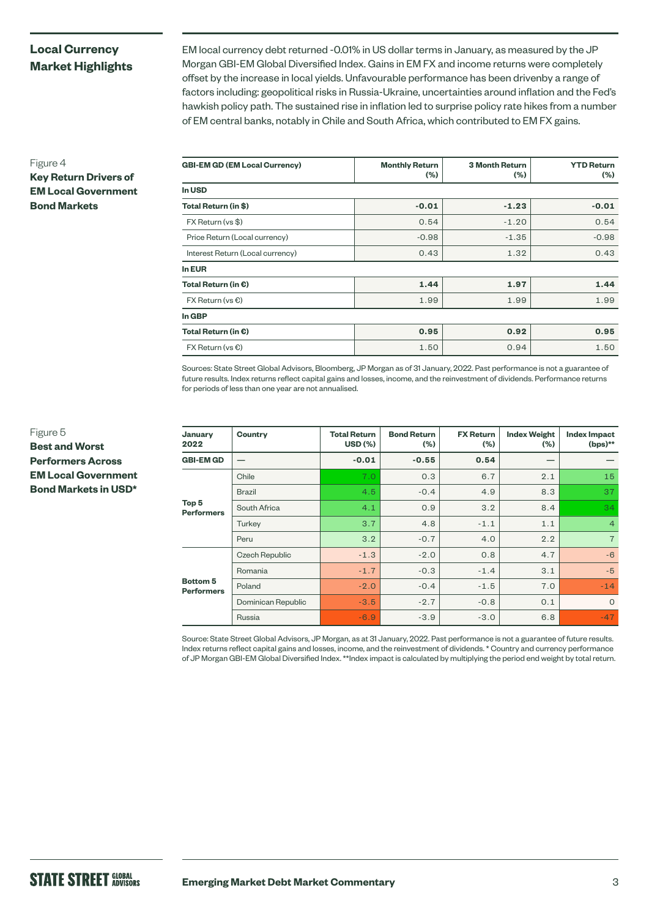## Local Currency Market Highlights

EM local currency debt returned -0.01% in US dollar terms in January, as measured by the JP Morgan GBI-EM Global Diversified Index. Gains in EM FX and income returns were completely offset by the increase in local yields. Unfavourable performance has been drivenby a range of factors including: geopolitical risks in Russia-Ukraine, uncertainties around inflation and the Fed's hawkish policy path. The sustained rise in inflation led to surprise policy rate hikes from a number of EM central banks, notably in Chile and South Africa, which contributed to EM FX gains.

Figure 4
**Key Return Drivers of EM Local Government Bond Markets**

| GBI-EM GD (EM Local Currency) | Monthly Return (%) | 3 Month Return (%) | YTD Return (%) |
|---|---|---|---|
| **In USD** | | | |
| **Total Return (in $)** | **-0.01** | **-1.23** | **-0.01** |
| FX Return (vs $) | 0.54 | -1.20 | 0.54 |
| Price Return (Local currency) | -0.98 | -1.35 | -0.98 |
| Interest Return (Local currency) | 0.43 | 1.32 | 0.43 |
| **In EUR** | | | |
| **Total Return (in €)** | **1.44** | **1.97** | **1.44** |
| FX Return (vs €) | 1.99 | 1.99 | 1.99 |
| **In GBP** | | | |
| **Total Return (in €)** | **0.95** | **0.92** | **0.95** |
| FX Return (vs €) | 1.50 | 0.94 | 1.50 |

Sources: State Street Global Advisors, Bloomberg, JP Morgan as of 31 January, 2022. Past performance is not a guarantee of future results. Index returns reflect capital gains and losses, income, and the reinvestment of dividends. Performance returns for periods of less than one year are not annualised.

Figure 5
**Best and Worst Performers Across EM Local Government Bond Markets in USD***

| January 2022 | Country | Total Return USD (%) | Bond Return (%) | FX Return (%) | Index Weight (%) | Index Impact (bps)** |
|---|---|---|---|---|---|---|
| **GBI-EM GD** | — | **-0.01** | **-0.55** | **0.54** | — | — |
| **Top 5 Performers** | Chile | 7.0 | 0.3 | 6.7 | 2.1 | 15 |
| | Brazil | 4.5 | -0.4 | 4.9 | 8.3 | 37 |
| | South Africa | 4.1 | 0.9 | 3.2 | 8.4 | 34 |
| | Turkey | 3.7 | 4.8 | -1.1 | 1.1 | 4 |
| | Peru | 3.2 | -0.7 | 4.0 | 2.2 | 7 |
| **Bottom 5 Performers** | Czech Republic | -1.3 | -2.0 | 0.8 | 4.7 | -6 |
| | Romania | -1.7 | -0.3 | -1.4 | 3.1 | -5 |
| | Poland | -2.0 | -0.4 | -1.5 | 7.0 | -14 |
| | Dominican Republic | -3.5 | -2.7 | -0.8 | 0.1 | 0 |
| | Russia | -6.9 | -3.9 | -3.0 | 6.8 | -47 |

Source: State Street Global Advisors, JP Morgan, as at 31 January, 2022. Past performance is not a guarantee of future results. Index returns reflect capital gains and losses, income, and the reinvestment of dividends. * Country and currency performance of JP Morgan GBI-EM Global Diversified Index. **Index impact is calculated by multiplying the period end weight by total return.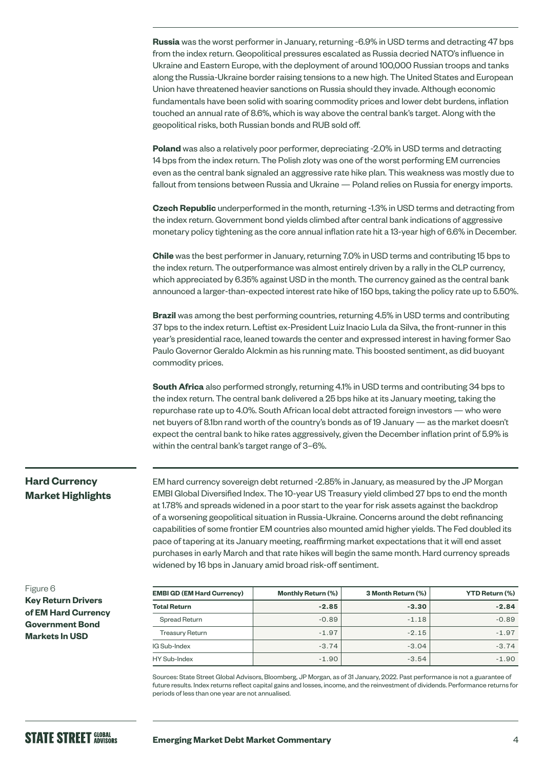**Russia** was the worst performer in January, returning -6.9% in USD terms and detracting 47 bps from the index return. Geopolitical pressures escalated as Russia decried NATO's influence in Ukraine and Eastern Europe, with the deployment of around 100,000 Russian troops and tanks along the Russia-Ukraine border raising tensions to a new high. The United States and European Union have threatened heavier sanctions on Russia should they invade. Although economic fundamentals have been solid with soaring commodity prices and lower debt burdens, inflation touched an annual rate of 8.6%, which is way above the central bank's target. Along with the geopolitical risks, both Russian bonds and RUB sold off.

**Poland** was also a relatively poor performer, depreciating -2.0% in USD terms and detracting 14 bps from the index return. The Polish zloty was one of the worst performing EM currencies even as the central bank signaled an aggressive rate hike plan. This weakness was mostly due to fallout from tensions between Russia and Ukraine — Poland relies on Russia for energy imports.

**Czech Republic** underperformed in the month, returning -1.3% in USD terms and detracting from the index return. Government bond yields climbed after central bank indications of aggressive monetary policy tightening as the core annual inflation rate hit a 13-year high of 6.6% in December.

**Chile** was the best performer in January, returning 7.0% in USD terms and contributing 15 bps to the index return. The outperformance was almost entirely driven by a rally in the CLP currency, which appreciated by 6.35% against USD in the month. The currency gained as the central bank announced a larger-than-expected interest rate hike of 150 bps, taking the policy rate up to 5.50%.

**Brazil** was among the best performing countries, returning 4.5% in USD terms and contributing 37 bps to the index return. Leftist ex-President Luiz Inacio Lula da Silva, the front-runner in this year's presidential race, leaned towards the center and expressed interest in having former Sao Paulo Governor Geraldo Alckmin as his running mate. This boosted sentiment, as did buoyant commodity prices.

**South Africa** also performed strongly, returning 4.1% in USD terms and contributing 34 bps to the index return. The central bank delivered a 25 bps hike at its January meeting, taking the repurchase rate up to 4.0%. South African local debt attracted foreign investors — who were net buyers of 8.1bn rand worth of the country's bonds as of 19 January — as the market doesn't expect the central bank to hike rates aggressively, given the December inflation print of 5.9% is within the central bank's target range of 3–6%.

## Hard Currency Market Highlights

EM hard currency sovereign debt returned -2.85% in January, as measured by the JP Morgan EMBI Global Diversified Index. The 10-year US Treasury yield climbed 27 bps to end the month at 1.78% and spreads widened in a poor start to the year for risk assets against the backdrop of a worsening geopolitical situation in Russia-Ukraine. Concerns around the debt refinancing capabilities of some frontier EM countries also mounted amid higher yields. The Fed doubled its pace of tapering at its January meeting, reaffirming market expectations that it will end asset purchases in early March and that rate hikes will begin the same month. Hard currency spreads widened by 16 bps in January amid broad risk-off sentiment.

Figure 6
**Key Return Drivers of EM Hard Currency Government Bond Markets In USD**

| EMBI GD (EM Hard Currency) | Monthly Return (%) | 3 Month Return (%) | YTD Return (%) |
|---|---|---|---|
| **Total Return** | **-2.85** | **-3.30** | **-2.84** |
| Spread Return | -0.89 | -1.18 | -0.89 |
| Treasury Return | -1.97 | -2.15 | -1.97 |
| IG Sub-Index | -3.74 | -3.04 | -3.74 |
| HY Sub-Index | -1.90 | -3.54 | -1.90 |

Sources: State Street Global Advisors, Bloomberg, JP Morgan, as of 31 January, 2022. Past performance is not a guarantee of future results. Index returns reflect capital gains and losses, income, and the reinvestment of dividends. Performance returns for periods of less than one year are not annualised.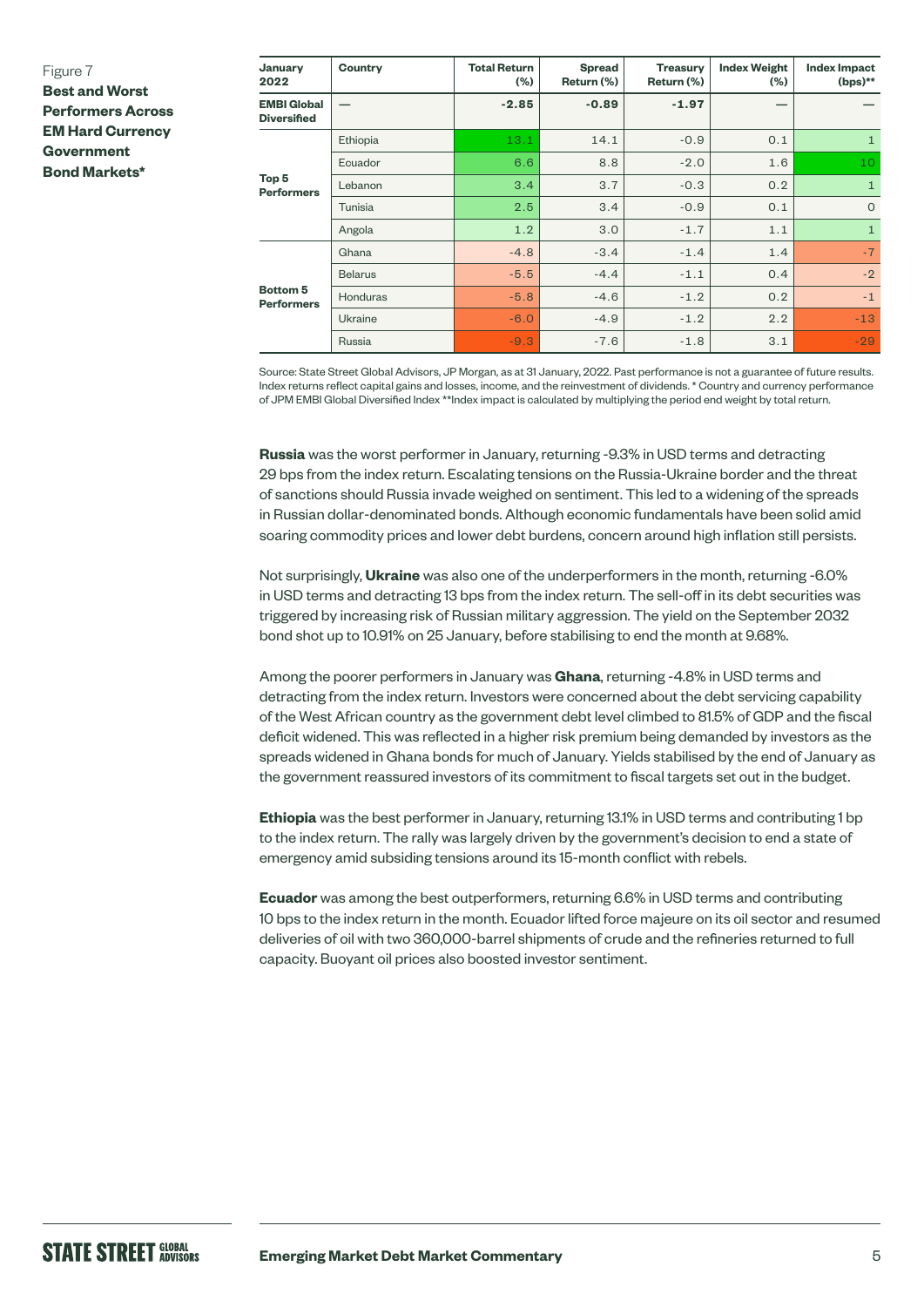Figure 7
**Best and Worst Performers Across EM Hard Currency Government Bond Markets***

| January 2022 | Country | Total Return (%) | Spread Return (%) | Treasury Return (%) | Index Weight (%) | Index Impact (bps)** |
|---|---|---|---|---|---|---|
| **EMBI Global Diversified** | — | **-2.85** | **-0.89** | **-1.97** | — | — |
| **Top 5 Performers** | Ethiopia | 13.1 | 14.1 | -0.9 | 0.1 | 1 |
| | Ecuador | 6.6 | 8.8 | -2.0 | 1.6 | 10 |
| | Lebanon | 3.4 | 3.7 | -0.3 | 0.2 | 1 |
| | Tunisia | 2.5 | 3.4 | -0.9 | 0.1 | 0 |
| | Angola | 1.2 | 3.0 | -1.7 | 1.1 | 1 |
| **Bottom 5 Performers** | Ghana | -4.8 | -3.4 | -1.4 | 1.4 | -7 |
| | Belarus | -5.5 | -4.4 | -1.1 | 0.4 | -2 |
| | Honduras | -5.8 | -4.6 | -1.2 | 0.2 | -1 |
| | Ukraine | -6.0 | -4.9 | -1.2 | 2.2 | -13 |
| | Russia | -9.3 | -7.6 | -1.8 | 3.1 | -29 |

Source: State Street Global Advisors, JP Morgan, as at 31 January, 2022. Past performance is not a guarantee of future results. Index returns reflect capital gains and losses, income, and the reinvestment of dividends. * Country and currency performance of JPM EMBI Global Diversified Index **Index impact is calculated by multiplying the period end weight by total return.

**Russia** was the worst performer in January, returning -9.3% in USD terms and detracting 29 bps from the index return. Escalating tensions on the Russia-Ukraine border and the threat of sanctions should Russia invade weighed on sentiment. This led to a widening of the spreads in Russian dollar-denominated bonds. Although economic fundamentals have been solid amid soaring commodity prices and lower debt burdens, concern around high inflation still persists.

Not surprisingly, **Ukraine** was also one of the underperformers in the month, returning -6.0% in USD terms and detracting 13 bps from the index return. The sell-off in its debt securities was triggered by increasing risk of Russian military aggression. The yield on the September 2032 bond shot up to 10.91% on 25 January, before stabilising to end the month at 9.68%.

Among the poorer performers in January was **Ghana**, returning -4.8% in USD terms and detracting from the index return. Investors were concerned about the debt servicing capability of the West African country as the government debt level climbed to 81.5% of GDP and the fiscal deficit widened. This was reflected in a higher risk premium being demanded by investors as the spreads widened in Ghana bonds for much of January. Yields stabilised by the end of January as the government reassured investors of its commitment to fiscal targets set out in the budget.

**Ethiopia** was the best performer in January, returning 13.1% in USD terms and contributing 1 bp to the index return. The rally was largely driven by the government's decision to end a state of emergency amid subsiding tensions around its 15-month conflict with rebels.

**Ecuador** was among the best outperformers, returning 6.6% in USD terms and contributing 10 bps to the index return in the month. Ecuador lifted force majeure on its oil sector and resumed deliveries of oil with two 360,000-barrel shipments of crude and the refineries returned to full capacity. Buoyant oil prices also boosted investor sentiment.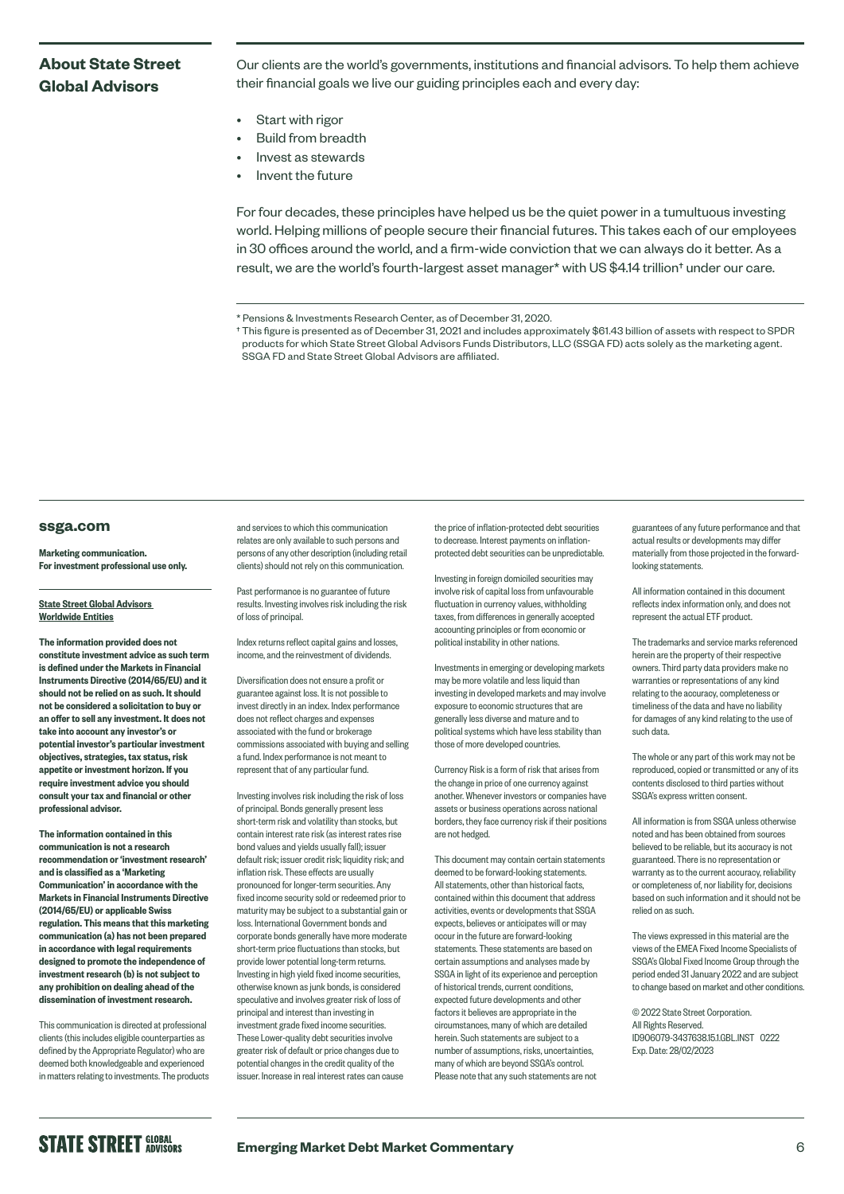## About State Street Global Advisors

Our clients are the world's governments, institutions and financial advisors. To help them achieve their financial goals we live our guiding principles each and every day:

- Start with rigor
- Build from breadth
- Invest as stewards
- Invent the future

For four decades, these principles have helped us be the quiet power in a tumultuous investing world. Helping millions of people secure their financial futures. This takes each of our employees in 30 offices around the world, and a firm-wide conviction that we can always do it better. As a result, we are the world's fourth-largest asset manager* with US $4.14 trillion† under our care.

\* Pensions & Investments Research Center, as of December 31, 2020.

† This figure is presented as of December 31, 2021 and includes approximately $61.43 billion of assets with respect to SPDR products for which State Street Global Advisors Funds Distributors, LLC (SSGA FD) acts solely as the marketing agent. SSGA FD and State Street Global Advisors are affiliated.

**ssga.com**

**Marketing communication.**
**For investment professional use only.**

**State Street Global Advisors Worldwide Entities**

**The information provided does not constitute investment advice as such term is defined under the Markets in Financial Instruments Directive (2014/65/EU) and it should not be relied on as such. It should not be considered a solicitation to buy or an offer to sell any investment. It does not take into account any investor's or potential investor's particular investment objectives, strategies, tax status, risk appetite or investment horizon. If you require investment advice you should consult your tax and financial or other professional advisor.**

**The information contained in this communication is not a research recommendation or 'investment research' and is classified as a 'Marketing Communication' in accordance with the Markets in Financial Instruments Directive (2014/65/EU) or applicable Swiss regulation. This means that this marketing communication (a) has not been prepared in accordance with legal requirements designed to promote the independence of investment research (b) is not subject to any prohibition on dealing ahead of the dissemination of investment research.**

This communication is directed at professional clients (this includes eligible counterparties as defined by the Appropriate Regulator) who are deemed both knowledgeable and experienced in matters relating to investments. The products and services to which this communication relates are only available to such persons and persons of any other description (including retail clients) should not rely on this communication.

Past performance is no guarantee of future results. Investing involves risk including the risk of loss of principal.

Index returns reflect capital gains and losses, income, and the reinvestment of dividends.

Diversification does not ensure a profit or guarantee against loss. It is not possible to invest directly in an index. Index performance does not reflect charges and expenses associated with the fund or brokerage commissions associated with buying and selling a fund. Index performance is not meant to represent that of any particular fund.

Investing involves risk including the risk of loss of principal. Bonds generally present less short-term risk and volatility than stocks, but contain interest rate risk (as interest rates rise bond values and yields usually fall); issuer default risk; issuer credit risk; liquidity risk; and inflation risk. These effects are usually pronounced for longer-term securities. Any fixed income security sold or redeemed prior to maturity may be subject to a substantial gain or loss. International Government bonds and corporate bonds generally have more moderate short-term price fluctuations than stocks, but provide lower potential long-term returns. Investing in high yield fixed income securities, otherwise known as junk bonds, is considered speculative and involves greater risk of loss of principal and interest than investing in investment grade fixed income securities. These Lower-quality debt securities involve greater risk of default or price changes due to potential changes in the credit quality of the issuer. Increase in real interest rates can cause the price of inflation-protected debt securities to decrease. Interest payments on inflation-protected debt securities can be unpredictable.

Investing in foreign domiciled securities may involve risk of capital loss from unfavourable fluctuation in currency values, withholding taxes, from differences in generally accepted accounting principles or from economic or political instability in other nations.

Investments in emerging or developing markets may be more volatile and less liquid than investing in developed markets and may involve exposure to economic structures that are generally less diverse and mature and to political systems which have less stability than those of more developed countries.

Currency Risk is a form of risk that arises from the change in price of one currency against another. Whenever investors or companies have assets or business operations across national borders, they face currency risk if their positions are not hedged.

This document may contain certain statements deemed to be forward-looking statements. All statements, other than historical facts, contained within this document that address activities, events or developments that SSGA expects, believes or anticipates will or may occur in the future are forward-looking statements. These statements are based on certain assumptions and analyses made by SSGA in light of its experience and perception of historical trends, current conditions, expected future developments and other factors it believes are appropriate in the circumstances, many of which are detailed herein. Such statements are subject to a number of assumptions, risks, uncertainties, many of which are beyond SSGA's control. Please note that any such statements are not guarantees of any future performance and that actual results or developments may differ materially from those projected in the forward-looking statements.

All information contained in this document reflects index information only, and does not represent the actual ETF product.

The trademarks and service marks referenced herein are the property of their respective owners. Third party data providers make no warranties or representations of any kind relating to the accuracy, completeness or timeliness of the data and have no liability for damages of any kind relating to the use of such data.

The whole or any part of this work may not be reproduced, copied or transmitted or any of its contents disclosed to third parties without SSGA's express written consent.

All information is from SSGA unless otherwise noted and has been obtained from sources believed to be reliable, but its accuracy is not guaranteed. There is no representation or warranty as to the current accuracy, reliability or completeness of, nor liability for, decisions based on such information and it should not be relied on as such.

The views expressed in this material are the views of the EMEA Fixed Income Specialists of SSGA's Global Fixed Income Group through the period ended 31 January 2022 and are subject to change based on market and other conditions.

© 2022 State Street Corporation.
All Rights Reserved.
ID906079-3437638.15.1.GBL.INST 0222
Exp. Date: 28/02/2023